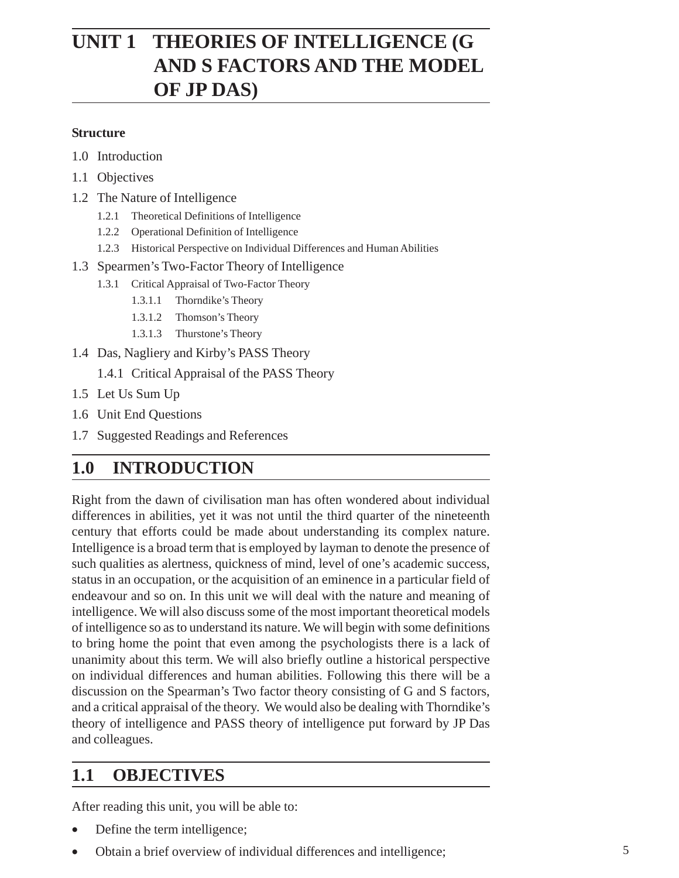# UNIT 1 THEORIES OF INTELLIGENCE (G AND S FACTORS AND THE MODEL OF JP DAS)

**Structure**

1.0 Introduction

1.1 Objectives

1.2 The Nature of Intelligence

- 1.2.1 Theoretical Definitions of Intelligence
- 1.2.2 Operational Definition of Intelligence
- 1.2.3 Historical Perspective on Individual Differences and Human Abilities

1.3 Spearmen's Two-Factor Theory of Intelligence

- 1.3.1 Critical Appraisal of Two-Factor Theory
  - 1.3.1.1 Thorndike's Theory
  - 1.3.1.2 Thomson's Theory
  - 1.3.1.3 Thurstone's Theory

1.4 Das, Nagliery and Kirby's PASS Theory

- 1.4.1 Critical Appraisal of the PASS Theory

1.5 Let Us Sum Up

1.6 Unit End Questions

1.7 Suggested Readings and References

## 1.0 INTRODUCTION

Right from the dawn of civilisation man has often wondered about individual differences in abilities, yet it was not until the third quarter of the nineteenth century that efforts could be made about understanding its complex nature. Intelligence is a broad term that is employed by layman to denote the presence of such qualities as alertness, quickness of mind, level of one's academic success, status in an occupation, or the acquisition of an eminence in a particular field of endeavour and so on. In this unit we will deal with the nature and meaning of intelligence. We will also discuss some of the most important theoretical models of intelligence so as to understand its nature. We will begin with some definitions to bring home the point that even among the psychologists there is a lack of unanimity about this term. We will also briefly outline a historical perspective on individual differences and human abilities. Following this there will be a discussion on the Spearman's Two factor theory consisting of G and S factors, and a critical appraisal of the theory. We would also be dealing with Thorndike's theory of intelligence and PASS theory of intelligence put forward by JP Das and colleagues.

## 1.1 OBJECTIVES

After reading this unit, you will be able to:

- Define the term intelligence;
- Obtain a brief overview of individual differences and intelligence;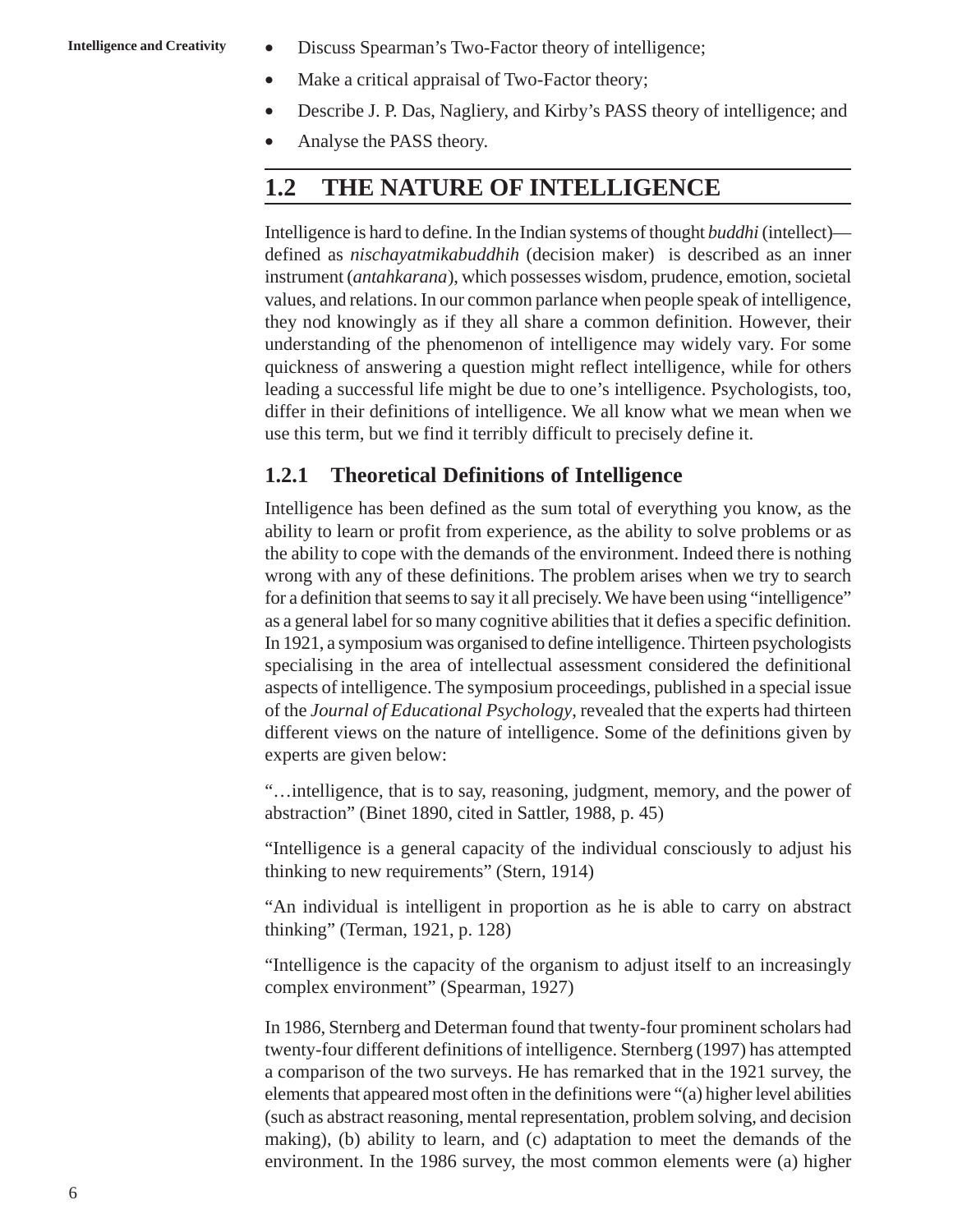- Discuss Spearman's Two-Factor theory of intelligence;
- Make a critical appraisal of Two-Factor theory;
- Describe J. P. Das, Nagliery, and Kirby's PASS theory of intelligence; and
- Analyse the PASS theory.

## 1.2 THE NATURE OF INTELLIGENCE

Intelligence is hard to define. In the Indian systems of thought *buddhi* (intellect)—defined as *nischayatmikabuddhih* (decision maker) is described as an inner instrument (*antahkarana*), which possesses wisdom, prudence, emotion, societal values, and relations. In our common parlance when people speak of intelligence, they nod knowingly as if they all share a common definition. However, their understanding of the phenomenon of intelligence may widely vary. For some quickness of answering a question might reflect intelligence, while for others leading a successful life might be due to one's intelligence. Psychologists, too, differ in their definitions of intelligence. We all know what we mean when we use this term, but we find it terribly difficult to precisely define it.

### 1.2.1 Theoretical Definitions of Intelligence

Intelligence has been defined as the sum total of everything you know, as the ability to learn or profit from experience, as the ability to solve problems or as the ability to cope with the demands of the environment. Indeed there is nothing wrong with any of these definitions. The problem arises when we try to search for a definition that seems to say it all precisely. We have been using "intelligence" as a general label for so many cognitive abilities that it defies a specific definition. In 1921, a symposium was organised to define intelligence. Thirteen psychologists specialising in the area of intellectual assessment considered the definitional aspects of intelligence. The symposium proceedings, published in a special issue of the *Journal of Educational Psychology*, revealed that the experts had thirteen different views on the nature of intelligence. Some of the definitions given by experts are given below:

"…intelligence, that is to say, reasoning, judgment, memory, and the power of abstraction" (Binet 1890, cited in Sattler, 1988, p. 45)

"Intelligence is a general capacity of the individual consciously to adjust his thinking to new requirements" (Stern, 1914)

"An individual is intelligent in proportion as he is able to carry on abstract thinking" (Terman, 1921, p. 128)

"Intelligence is the capacity of the organism to adjust itself to an increasingly complex environment" (Spearman, 1927)

In 1986, Sternberg and Determan found that twenty-four prominent scholars had twenty-four different definitions of intelligence. Sternberg (1997) has attempted a comparison of the two surveys. He has remarked that in the 1921 survey, the elements that appeared most often in the definitions were "(a) higher level abilities (such as abstract reasoning, mental representation, problem solving, and decision making), (b) ability to learn, and (c) adaptation to meet the demands of the environment. In the 1986 survey, the most common elements were (a) higher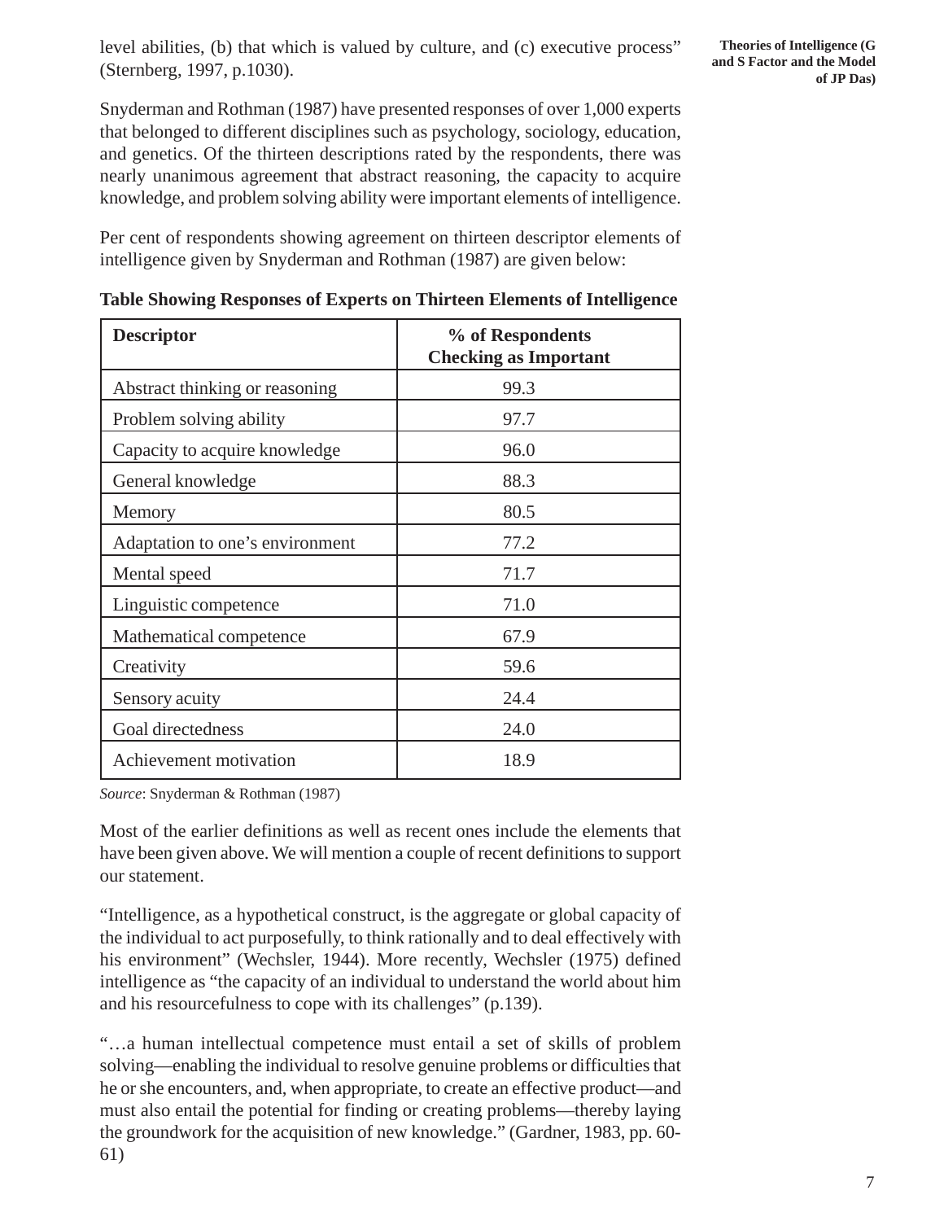level abilities, (b) that which is valued by culture, and (c) executive process" (Sternberg, 1997, p.1030).

Snyderman and Rothman (1987) have presented responses of over 1,000 experts that belonged to different disciplines such as psychology, sociology, education, and genetics. Of the thirteen descriptions rated by the respondents, there was nearly unanimous agreement that abstract reasoning, the capacity to acquire knowledge, and problem solving ability were important elements of intelligence.

Per cent of respondents showing agreement on thirteen descriptor elements of intelligence given by Snyderman and Rothman (1987) are given below:

**Table Showing Responses of Experts on Thirteen Elements of Intelligence**

| Descriptor | % of Respondents Checking as Important |
|---|---|
| Abstract thinking or reasoning | 99.3 |
| Problem solving ability | 97.7 |
| Capacity to acquire knowledge | 96.0 |
| General knowledge | 88.3 |
| Memory | 80.5 |
| Adaptation to one's environment | 77.2 |
| Mental speed | 71.7 |
| Linguistic competence | 71.0 |
| Mathematical competence | 67.9 |
| Creativity | 59.6 |
| Sensory acuity | 24.4 |
| Goal directedness | 24.0 |
| Achievement motivation | 18.9 |

*Source*: Snyderman & Rothman (1987)

Most of the earlier definitions as well as recent ones include the elements that have been given above. We will mention a couple of recent definitions to support our statement.

"Intelligence, as a hypothetical construct, is the aggregate or global capacity of the individual to act purposefully, to think rationally and to deal effectively with his environment" (Wechsler, 1944). More recently, Wechsler (1975) defined intelligence as "the capacity of an individual to understand the world about him and his resourcefulness to cope with its challenges" (p.139).

"…a human intellectual competence must entail a set of skills of problem solving—enabling the individual to resolve genuine problems or difficulties that he or she encounters, and, when appropriate, to create an effective product—and must also entail the potential for finding or creating problems—thereby laying the groundwork for the acquisition of new knowledge." (Gardner, 1983, pp. 60-61)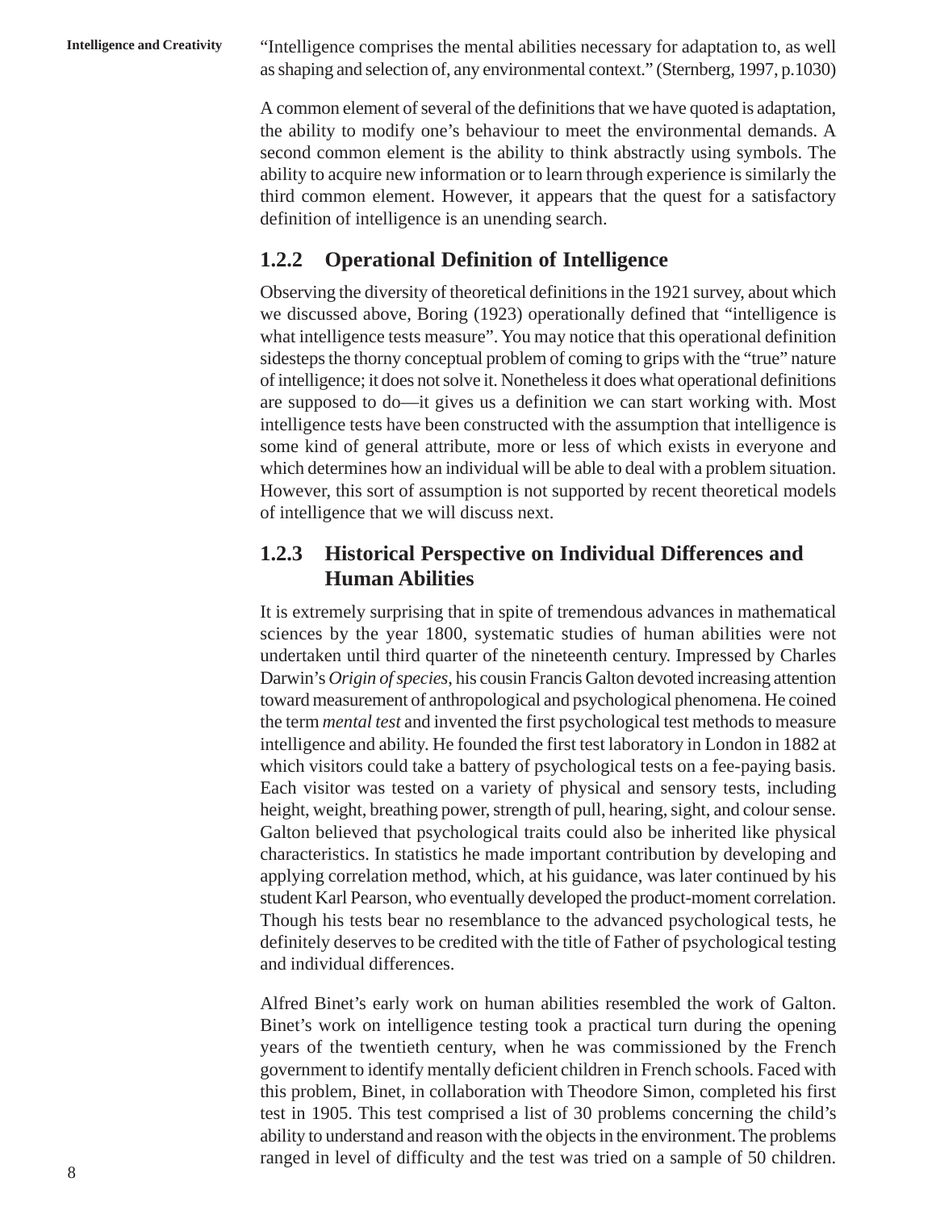"Intelligence comprises the mental abilities necessary for adaptation to, as well as shaping and selection of, any environmental context." (Sternberg, 1997, p.1030)

A common element of several of the definitions that we have quoted is adaptation, the ability to modify one's behaviour to meet the environmental demands. A second common element is the ability to think abstractly using symbols. The ability to acquire new information or to learn through experience is similarly the third common element. However, it appears that the quest for a satisfactory definition of intelligence is an unending search.

### 1.2.2 Operational Definition of Intelligence

Observing the diversity of theoretical definitions in the 1921 survey, about which we discussed above, Boring (1923) operationally defined that "intelligence is what intelligence tests measure". You may notice that this operational definition sidesteps the thorny conceptual problem of coming to grips with the "true" nature of intelligence; it does not solve it. Nonetheless it does what operational definitions are supposed to do—it gives us a definition we can start working with. Most intelligence tests have been constructed with the assumption that intelligence is some kind of general attribute, more or less of which exists in everyone and which determines how an individual will be able to deal with a problem situation. However, this sort of assumption is not supported by recent theoretical models of intelligence that we will discuss next.

### 1.2.3 Historical Perspective on Individual Differences and Human Abilities

It is extremely surprising that in spite of tremendous advances in mathematical sciences by the year 1800, systematic studies of human abilities were not undertaken until third quarter of the nineteenth century. Impressed by Charles Darwin's *Origin of species*, his cousin Francis Galton devoted increasing attention toward measurement of anthropological and psychological phenomena. He coined the term *mental test* and invented the first psychological test methods to measure intelligence and ability. He founded the first test laboratory in London in 1882 at which visitors could take a battery of psychological tests on a fee-paying basis. Each visitor was tested on a variety of physical and sensory tests, including height, weight, breathing power, strength of pull, hearing, sight, and colour sense. Galton believed that psychological traits could also be inherited like physical characteristics. In statistics he made important contribution by developing and applying correlation method, which, at his guidance, was later continued by his student Karl Pearson, who eventually developed the product-moment correlation. Though his tests bear no resemblance to the advanced psychological tests, he definitely deserves to be credited with the title of Father of psychological testing and individual differences.

Alfred Binet's early work on human abilities resembled the work of Galton. Binet's work on intelligence testing took a practical turn during the opening years of the twentieth century, when he was commissioned by the French government to identify mentally deficient children in French schools. Faced with this problem, Binet, in collaboration with Theodore Simon, completed his first test in 1905. This test comprised a list of 30 problems concerning the child's ability to understand and reason with the objects in the environment. The problems ranged in level of difficulty and the test was tried on a sample of 50 children.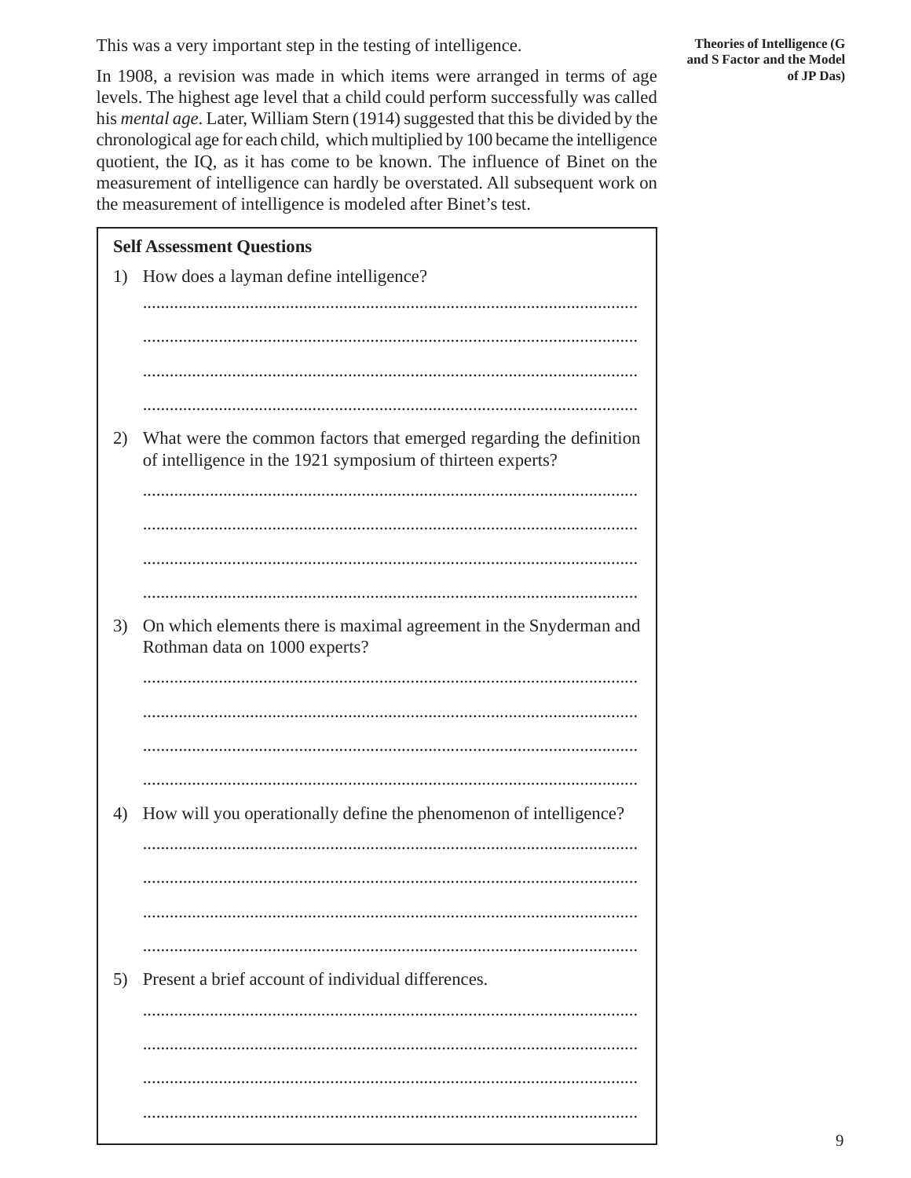This was a very important step in the testing of intelligence.

In 1908, a revision was made in which items were arranged in terms of age levels. The highest age level that a child could perform successfully was called his *mental age*. Later, William Stern (1914) suggested that this be divided by the chronological age for each child, which multiplied by 100 became the intelligence quotient, the IQ, as it has come to be known. The influence of Binet on the measurement of intelligence can hardly be overstated. All subsequent work on the measurement of intelligence is modeled after Binet's test.

**Self Assessment Questions**

1) How does a layman define intelligence?

..............................................................................................................

..............................................................................................................

..............................................................................................................

..............................................................................................................

2) What were the common factors that emerged regarding the definition of intelligence in the 1921 symposium of thirteen experts?

..............................................................................................................

..............................................................................................................

..............................................................................................................

..............................................................................................................

3) On which elements there is maximal agreement in the Snyderman and Rothman data on 1000 experts?

..............................................................................................................

..............................................................................................................

..............................................................................................................

..............................................................................................................

4) How will you operationally define the phenomenon of intelligence?

..............................................................................................................

..............................................................................................................

..............................................................................................................

..............................................................................................................

5) Present a brief account of individual differences.

..............................................................................................................

..............................................................................................................

..............................................................................................................

..............................................................................................................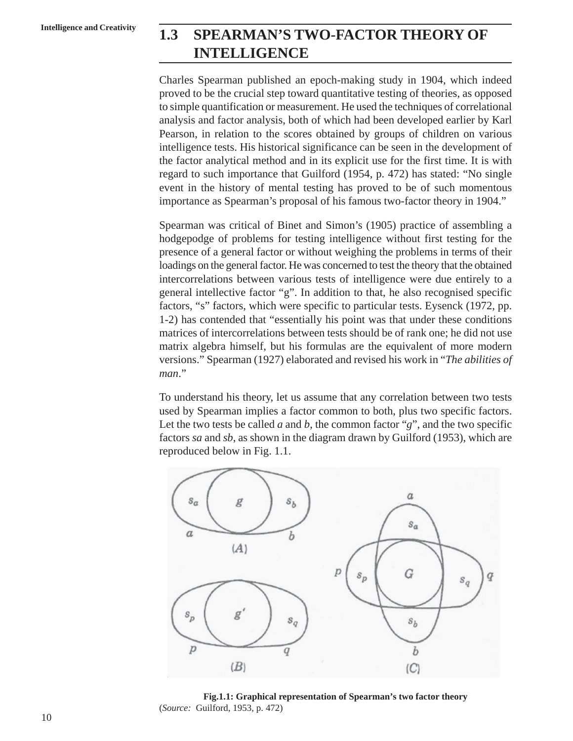## 1.3 SPEARMAN'S TWO-FACTOR THEORY OF INTELLIGENCE

Charles Spearman published an epoch-making study in 1904, which indeed proved to be the crucial step toward quantitative testing of theories, as opposed to simple quantification or measurement. He used the techniques of correlational analysis and factor analysis, both of which had been developed earlier by Karl Pearson, in relation to the scores obtained by groups of children on various intelligence tests. His historical significance can be seen in the development of the factor analytical method and in its explicit use for the first time. It is with regard to such importance that Guilford (1954, p. 472) has stated: "No single event in the history of mental testing has proved to be of such momentous importance as Spearman's proposal of his famous two-factor theory in 1904."

Spearman was critical of Binet and Simon's (1905) practice of assembling a hodgepodge of problems for testing intelligence without first testing for the presence of a general factor or without weighing the problems in terms of their loadings on the general factor. He was concerned to test the theory that the obtained intercorrelations between various tests of intelligence were due entirely to a general intellective factor "g". In addition to that, he also recognised specific factors, "s" factors, which were specific to particular tests. Eysenck (1972, pp. 1-2) has contended that "essentially his point was that under these conditions matrices of intercorrelations between tests should be of rank one; he did not use matrix algebra himself, but his formulas are the equivalent of more modern versions." Spearman (1927) elaborated and revised his work in "*The abilities of man*."

To understand his theory, let us assume that any correlation between two tests used by Spearman implies a factor common to both, plus two specific factors. Let the two tests be called *a* and *b*, the common factor "*g*", and the two specific factors *sa* and *sb*, as shown in the diagram drawn by Guilford (1953), which are reproduced below in Fig. 1.1.

**Fig.1.1: Graphical representation of Spearman's two factor theory**
(*Source:* Guilford, 1953, p. 472)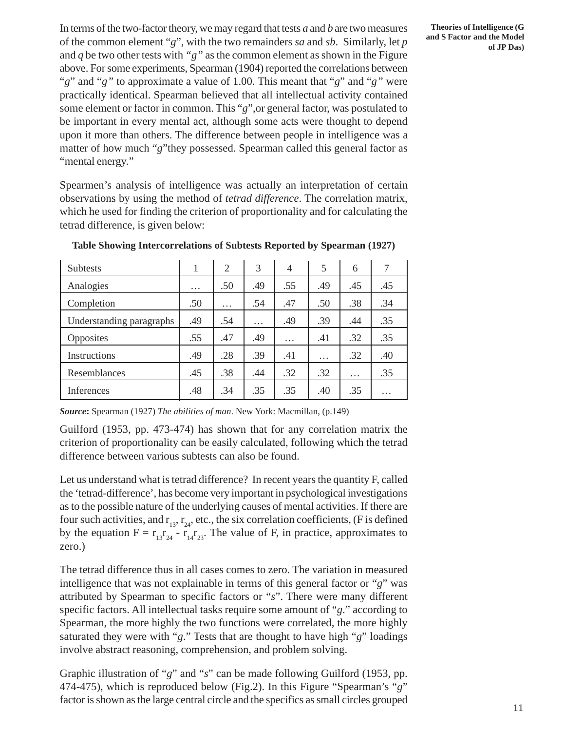In terms of the two-factor theory, we may regard that tests *a* and *b* are two measures of the common element "*g*", with the two remainders *sa* and *sb*. Similarly, let *p* and *q* be two other tests with *"g"* as the common element as shown in the Figure above. For some experiments, Spearman (1904) reported the correlations between "*g*" and "*g"* to approximate a value of 1.00. This meant that "*g*" and "*g"* were practically identical. Spearman believed that all intellectual activity contained some element or factor in common. This "*g*",or general factor, was postulated to be important in every mental act, although some acts were thought to depend upon it more than others. The difference between people in intelligence was a matter of how much "*g*"they possessed. Spearman called this general factor as "mental energy."

Spearmen's analysis of intelligence was actually an interpretation of certain observations by using the method of *tetrad difference*. The correlation matrix, which he used for finding the criterion of proportionality and for calculating the tetrad difference, is given below:

**Table Showing Intercorrelations of Subtests Reported by Spearman (1927)**

| Subtests | 1 | 2 | 3 | 4 | 5 | 6 | 7 |
|---|---|---|---|---|---|---|---|
| Analogies | … | .50 | .49 | .55 | .49 | .45 | .45 |
| Completion | .50 | … | .54 | .47 | .50 | .38 | .34 |
| Understanding paragraphs | .49 | .54 | … | .49 | .39 | .44 | .35 |
| Opposites | .55 | .47 | .49 | … | .41 | .32 | .35 |
| Instructions | .49 | .28 | .39 | .41 | … | .32 | .40 |
| Resemblances | .45 | .38 | .44 | .32 | .32 | … | .35 |
| Inferences | .48 | .34 | .35 | .35 | .40 | .35 | … |

***Source*:** Spearman (1927) *The abilities of man*. New York: Macmillan, (p.149)

Guilford (1953, pp. 473-474) has shown that for any correlation matrix the criterion of proportionality can be easily calculated, following which the tetrad difference between various subtests can also be found.

Let us understand what is tetrad difference? In recent years the quantity F, called the 'tetrad-difference', has become very important in psychological investigations as to the possible nature of the underlying causes of mental activities. If there are four such activities, and $r_{13}$, $r_{24}$, etc., the six correlation coefficients, (F is defined by the equation $F = r_{13}r_{24} - r_{14}r_{23}$. The value of F, in practice, approximates to zero.)

The tetrad difference thus in all cases comes to zero. The variation in measured intelligence that was not explainable in terms of this general factor or "*g*" was attributed by Spearman to specific factors or "*s*". There were many different specific factors. All intellectual tasks require some amount of "*g*." according to Spearman, the more highly the two functions were correlated, the more highly saturated they were with "*g*." Tests that are thought to have high "*g*" loadings involve abstract reasoning, comprehension, and problem solving.

Graphic illustration of "*g*" and "*s*" can be made following Guilford (1953, pp. 474-475), which is reproduced below (Fig.2). In this Figure "Spearman's "*g*" factor is shown as the large central circle and the specifics as small circles grouped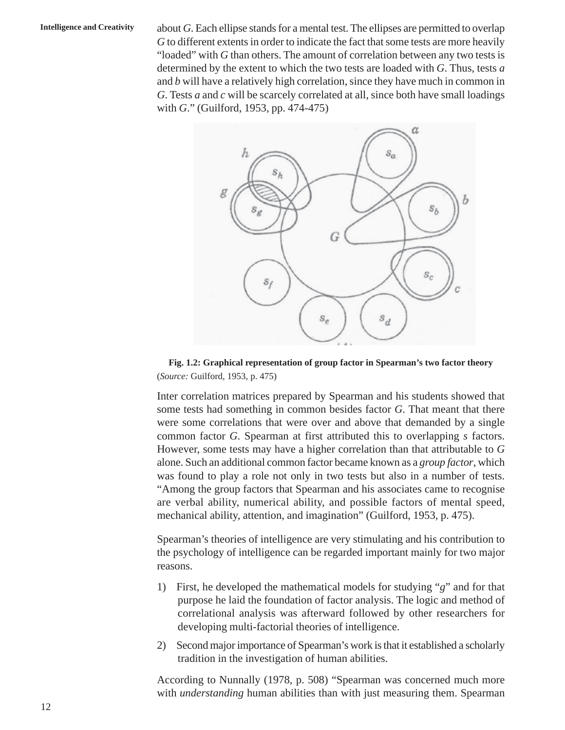about *G*. Each ellipse stands for a mental test. The ellipses are permitted to overlap *G* to different extents in order to indicate the fact that some tests are more heavily "loaded" with *G* than others. The amount of correlation between any two tests is determined by the extent to which the two tests are loaded with *G*. Thus, tests *a* and *b* will have a relatively high correlation, since they have much in common in *G*. Tests *a* and *c* will be scarcely correlated at all, since both have small loadings with *G*." (Guilford, 1953, pp. 474-475)

**Fig. 1.2: Graphical representation of group factor in Spearman's two factor theory**
(*Source:* Guilford, 1953, p. 475)

Inter correlation matrices prepared by Spearman and his students showed that some tests had something in common besides factor *G*. That meant that there were some correlations that were over and above that demanded by a single common factor *G*. Spearman at first attributed this to overlapping *s* factors. However, some tests may have a higher correlation than that attributable to *G* alone. Such an additional common factor became known as a *group factor*, which was found to play a role not only in two tests but also in a number of tests. "Among the group factors that Spearman and his associates came to recognise are verbal ability, numerical ability, and possible factors of mental speed, mechanical ability, attention, and imagination" (Guilford, 1953, p. 475).

Spearman's theories of intelligence are very stimulating and his contribution to the psychology of intelligence can be regarded important mainly for two major reasons.

1) First, he developed the mathematical models for studying "*g*" and for that purpose he laid the foundation of factor analysis. The logic and method of correlational analysis was afterward followed by other researchers for developing multi-factorial theories of intelligence.
2) Second major importance of Spearman's work is that it established a scholarly tradition in the investigation of human abilities.

According to Nunnally (1978, p. 508) "Spearman was concerned much more with *understanding* human abilities than with just measuring them. Spearman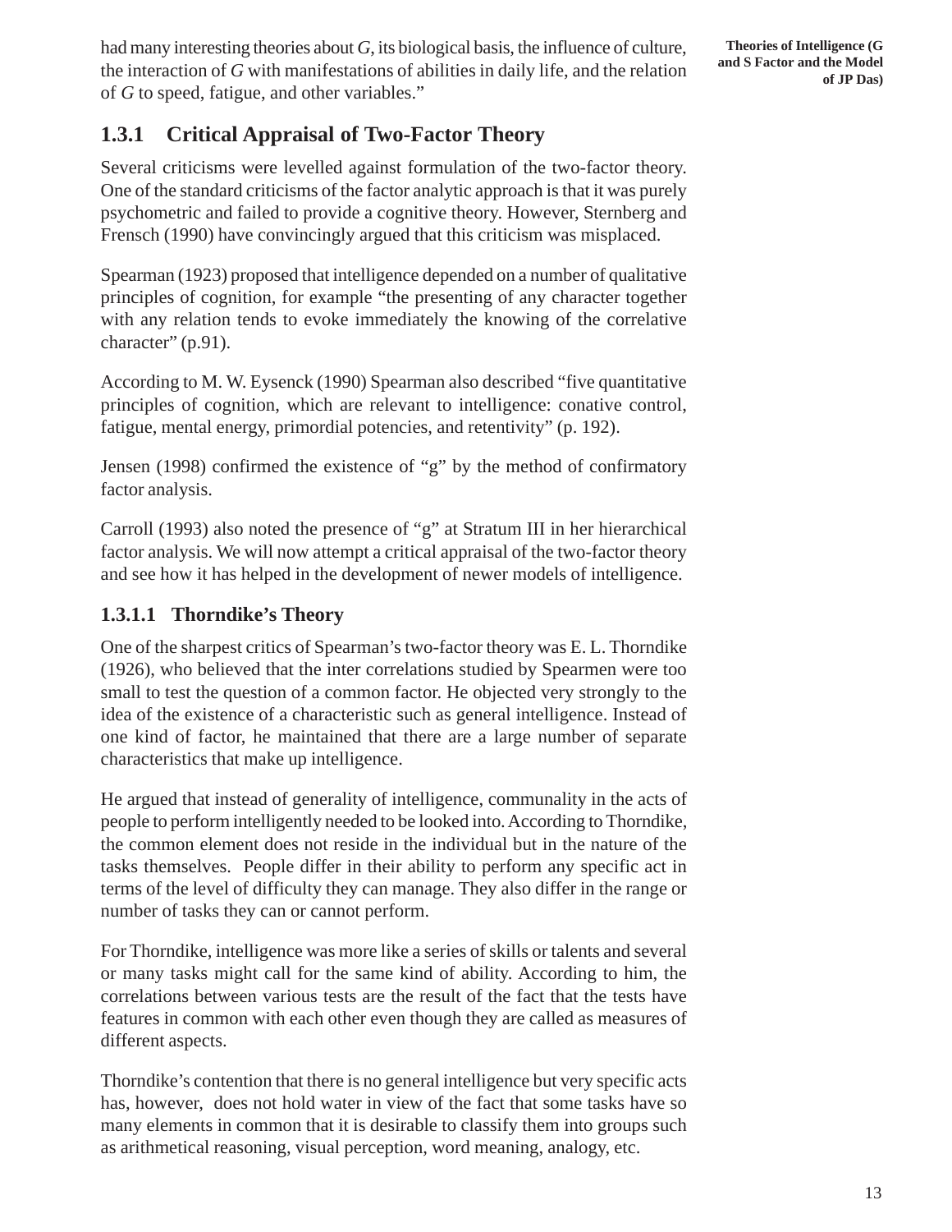had many interesting theories about *G*, its biological basis, the influence of culture, the interaction of *G* with manifestations of abilities in daily life, and the relation of *G* to speed, fatigue, and other variables."

## 1.3.1 Critical Appraisal of Two-Factor Theory

Several criticisms were levelled against formulation of the two-factor theory. One of the standard criticisms of the factor analytic approach is that it was purely psychometric and failed to provide a cognitive theory. However, Sternberg and Frensch (1990) have convincingly argued that this criticism was misplaced.

Spearman (1923) proposed that intelligence depended on a number of qualitative principles of cognition, for example "the presenting of any character together with any relation tends to evoke immediately the knowing of the correlative character" (p.91).

According to M. W. Eysenck (1990) Spearman also described "five quantitative principles of cognition, which are relevant to intelligence: conative control, fatigue, mental energy, primordial potencies, and retentivity" (p. 192).

Jensen (1998) confirmed the existence of "g" by the method of confirmatory factor analysis.

Carroll (1993) also noted the presence of "g" at Stratum III in her hierarchical factor analysis. We will now attempt a critical appraisal of the two-factor theory and see how it has helped in the development of newer models of intelligence.

### 1.3.1.1 Thorndike's Theory

One of the sharpest critics of Spearman's two-factor theory was E. L. Thorndike (1926), who believed that the inter correlations studied by Spearmen were too small to test the question of a common factor. He objected very strongly to the idea of the existence of a characteristic such as general intelligence. Instead of one kind of factor, he maintained that there are a large number of separate characteristics that make up intelligence.

He argued that instead of generality of intelligence, communality in the acts of people to perform intelligently needed to be looked into. According to Thorndike, the common element does not reside in the individual but in the nature of the tasks themselves. People differ in their ability to perform any specific act in terms of the level of difficulty they can manage. They also differ in the range or number of tasks they can or cannot perform.

For Thorndike, intelligence was more like a series of skills or talents and several or many tasks might call for the same kind of ability. According to him, the correlations between various tests are the result of the fact that the tests have features in common with each other even though they are called as measures of different aspects.

Thorndike's contention that there is no general intelligence but very specific acts has, however, does not hold water in view of the fact that some tasks have so many elements in common that it is desirable to classify them into groups such as arithmetical reasoning, visual perception, word meaning, analogy, etc.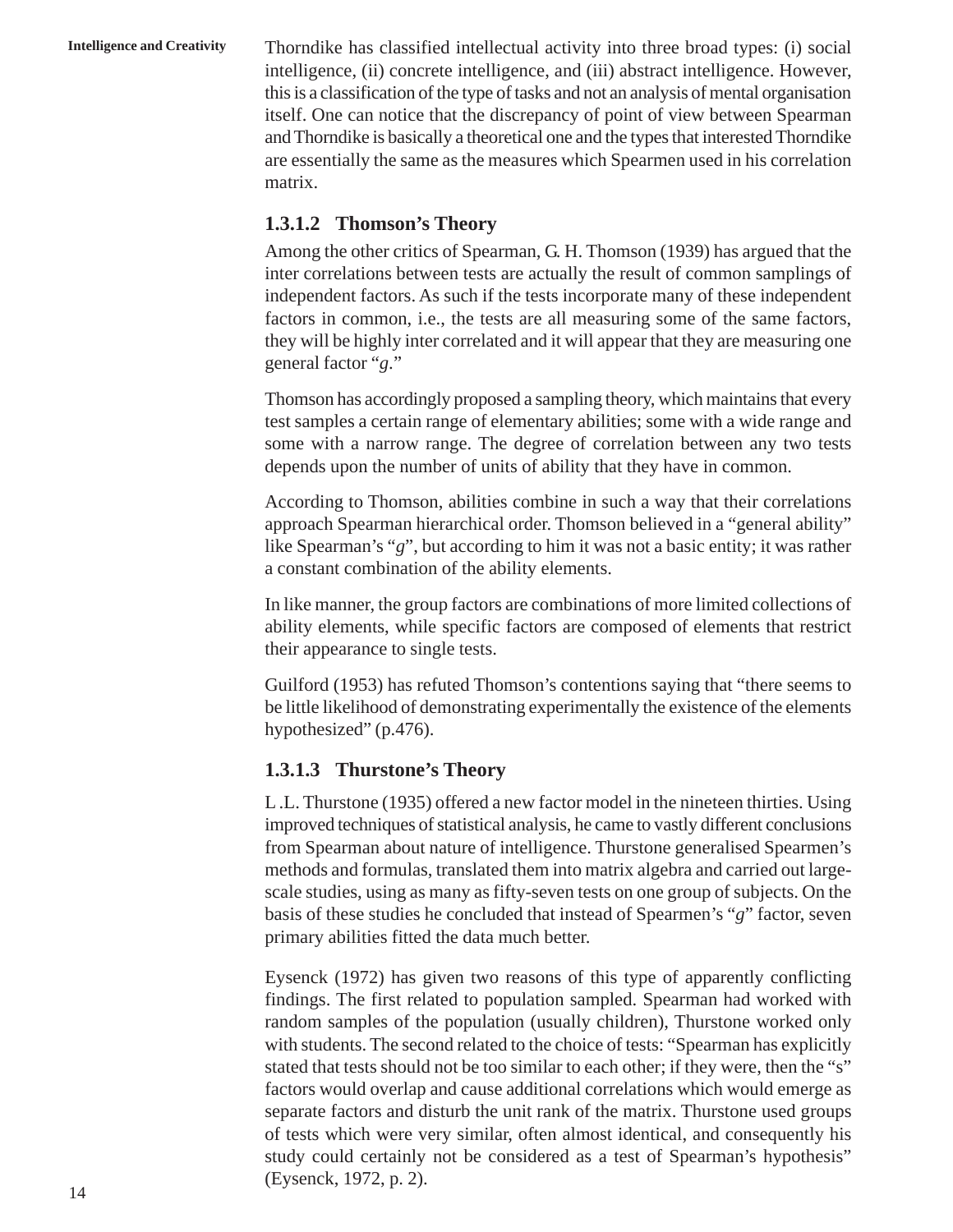Thorndike has classified intellectual activity into three broad types: (i) social intelligence, (ii) concrete intelligence, and (iii) abstract intelligence. However, this is a classification of the type of tasks and not an analysis of mental organisation itself. One can notice that the discrepancy of point of view between Spearman and Thorndike is basically a theoretical one and the types that interested Thorndike are essentially the same as the measures which Spearmen used in his correlation matrix.

### 1.3.1.2 Thomson's Theory

Among the other critics of Spearman, G. H. Thomson (1939) has argued that the inter correlations between tests are actually the result of common samplings of independent factors. As such if the tests incorporate many of these independent factors in common, i.e., the tests are all measuring some of the same factors, they will be highly inter correlated and it will appear that they are measuring one general factor "*g*."

Thomson has accordingly proposed a sampling theory, which maintains that every test samples a certain range of elementary abilities; some with a wide range and some with a narrow range. The degree of correlation between any two tests depends upon the number of units of ability that they have in common.

According to Thomson, abilities combine in such a way that their correlations approach Spearman hierarchical order. Thomson believed in a "general ability" like Spearman's "*g*", but according to him it was not a basic entity; it was rather a constant combination of the ability elements.

In like manner, the group factors are combinations of more limited collections of ability elements, while specific factors are composed of elements that restrict their appearance to single tests.

Guilford (1953) has refuted Thomson's contentions saying that "there seems to be little likelihood of demonstrating experimentally the existence of the elements hypothesized" (p.476).

### 1.3.1.3 Thurstone's Theory

L .L. Thurstone (1935) offered a new factor model in the nineteen thirties. Using improved techniques of statistical analysis, he came to vastly different conclusions from Spearman about nature of intelligence. Thurstone generalised Spearmen's methods and formulas, translated them into matrix algebra and carried out large-scale studies, using as many as fifty-seven tests on one group of subjects. On the basis of these studies he concluded that instead of Spearmen's "*g*" factor, seven primary abilities fitted the data much better.

Eysenck (1972) has given two reasons of this type of apparently conflicting findings. The first related to population sampled. Spearman had worked with random samples of the population (usually children), Thurstone worked only with students. The second related to the choice of tests: "Spearman has explicitly stated that tests should not be too similar to each other; if they were, then the "s" factors would overlap and cause additional correlations which would emerge as separate factors and disturb the unit rank of the matrix. Thurstone used groups of tests which were very similar, often almost identical, and consequently his study could certainly not be considered as a test of Spearman's hypothesis" (Eysenck, 1972, p. 2).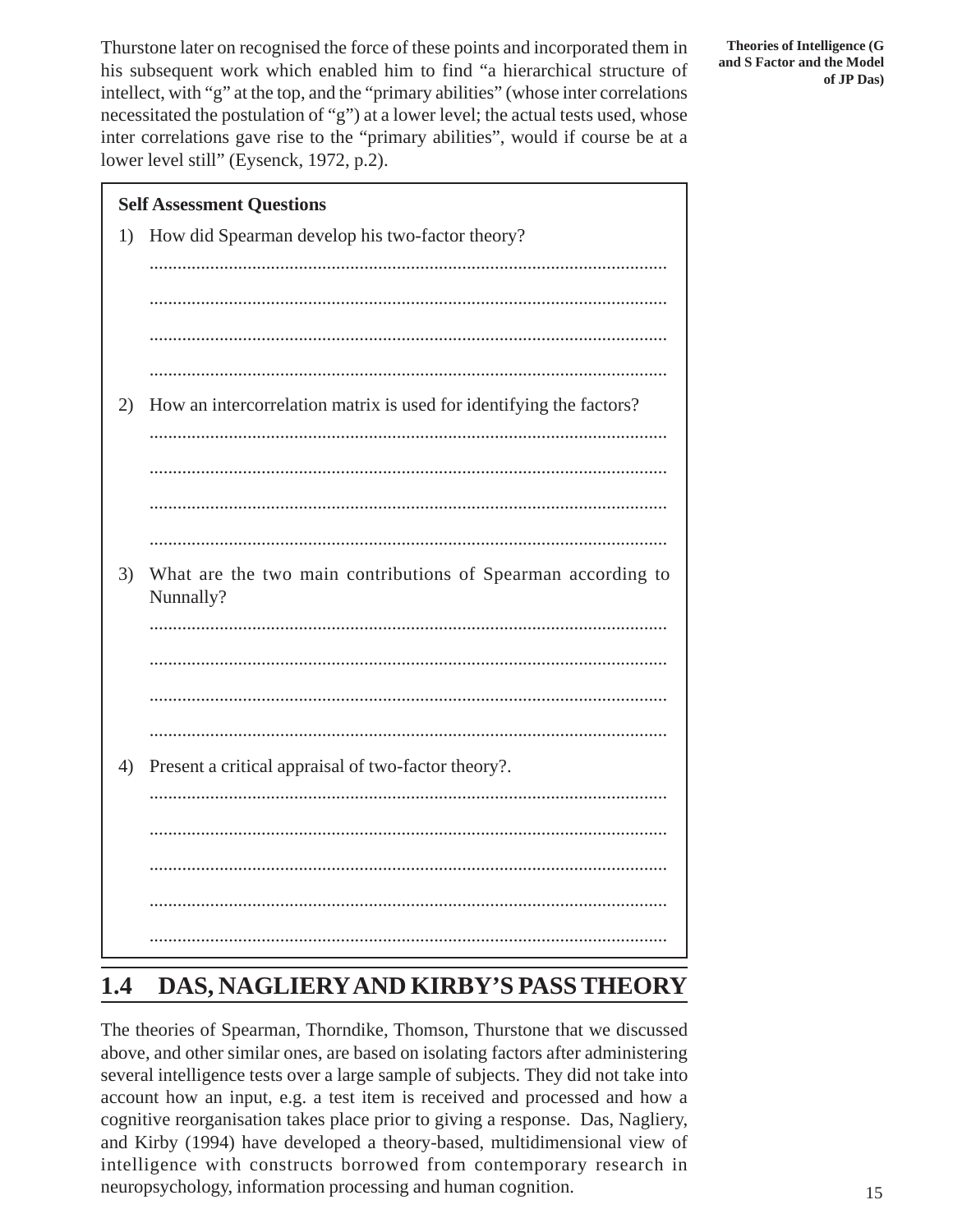Thurstone later on recognised the force of these points and incorporated them in his subsequent work which enabled him to find "a hierarchical structure of intellect, with "g" at the top, and the "primary abilities" (whose inter correlations necessitated the postulation of "g") at a lower level; the actual tests used, whose inter correlations gave rise to the "primary abilities", would if course be at a lower level still" (Eysenck, 1972, p.2).

**Self Assessment Questions**

1) How did Spearman develop his two-factor theory?

...............................................................................................................

...............................................................................................................

...............................................................................................................

...............................................................................................................

2) How an intercorrelation matrix is used for identifying the factors?

...............................................................................................................

...............................................................................................................

...............................................................................................................

...............................................................................................................

3) What are the two main contributions of Spearman according to Nunnally?

...............................................................................................................

...............................................................................................................

...............................................................................................................

...............................................................................................................

4) Present a critical appraisal of two-factor theory?.

...............................................................................................................

...............................................................................................................

...............................................................................................................

...............................................................................................................

...............................................................................................................

## 1.4 DAS, NAGLIERY AND KIRBY'S PASS THEORY

The theories of Spearman, Thorndike, Thomson, Thurstone that we discussed above, and other similar ones, are based on isolating factors after administering several intelligence tests over a large sample of subjects. They did not take into account how an input, e.g. a test item is received and processed and how a cognitive reorganisation takes place prior to giving a response. Das, Nagliery, and Kirby (1994) have developed a theory-based, multidimensional view of intelligence with constructs borrowed from contemporary research in neuropsychology, information processing and human cognition.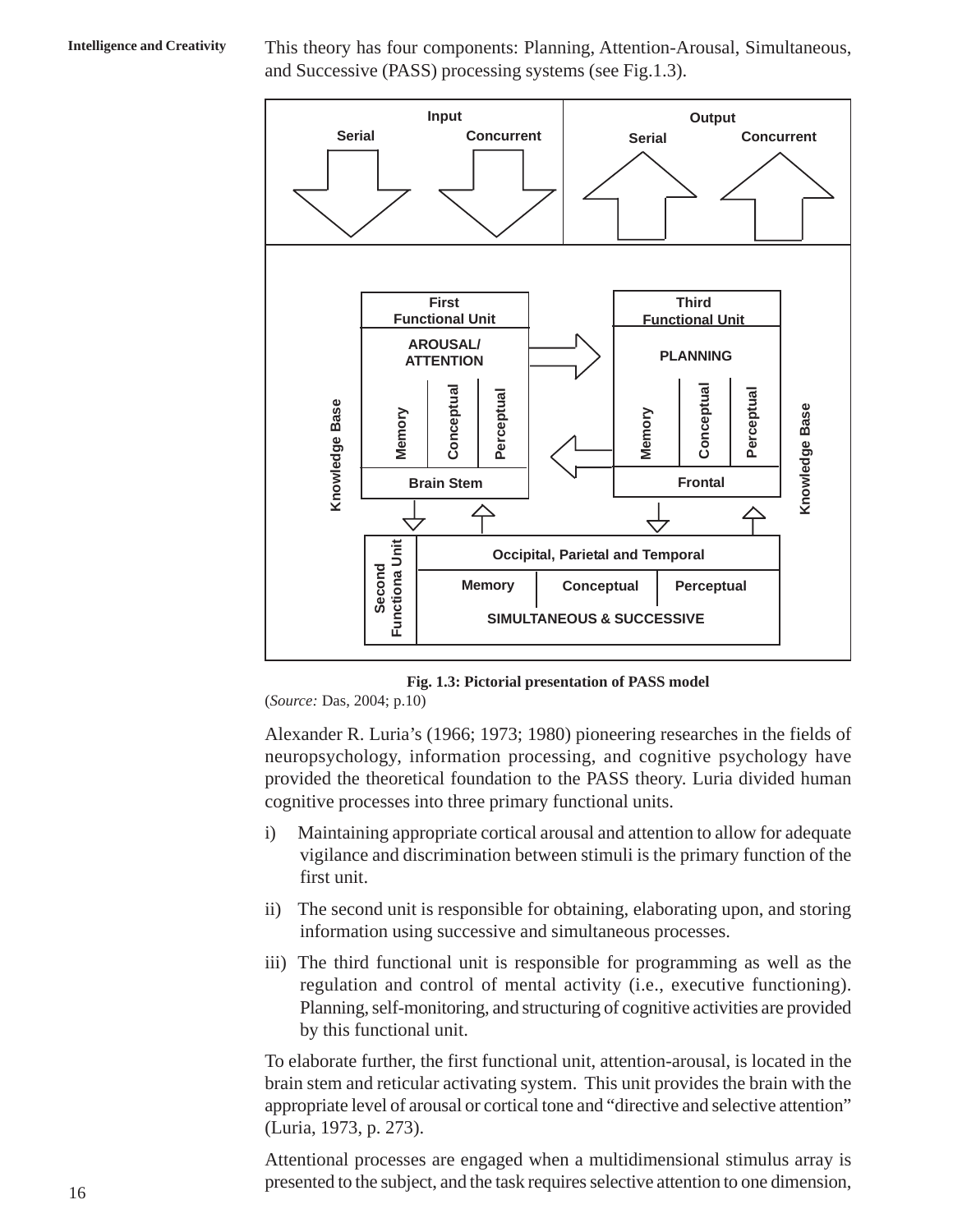This theory has four components: Planning, Attention-Arousal, Simultaneous, and Successive (PASS) processing systems (see Fig.1.3).

**Fig. 1.3: Pictorial presentation of PASS model**

(*Source:* Das, 2004; p.10)

Alexander R. Luria's (1966; 1973; 1980) pioneering researches in the fields of neuropsychology, information processing, and cognitive psychology have provided the theoretical foundation to the PASS theory. Luria divided human cognitive processes into three primary functional units.

i) Maintaining appropriate cortical arousal and attention to allow for adequate vigilance and discrimination between stimuli is the primary function of the first unit.

ii) The second unit is responsible for obtaining, elaborating upon, and storing information using successive and simultaneous processes.

iii) The third functional unit is responsible for programming as well as the regulation and control of mental activity (i.e., executive functioning). Planning, self-monitoring, and structuring of cognitive activities are provided by this functional unit.

To elaborate further, the first functional unit, attention-arousal, is located in the brain stem and reticular activating system. This unit provides the brain with the appropriate level of arousal or cortical tone and "directive and selective attention" (Luria, 1973, p. 273).

Attentional processes are engaged when a multidimensional stimulus array is presented to the subject, and the task requires selective attention to one dimension,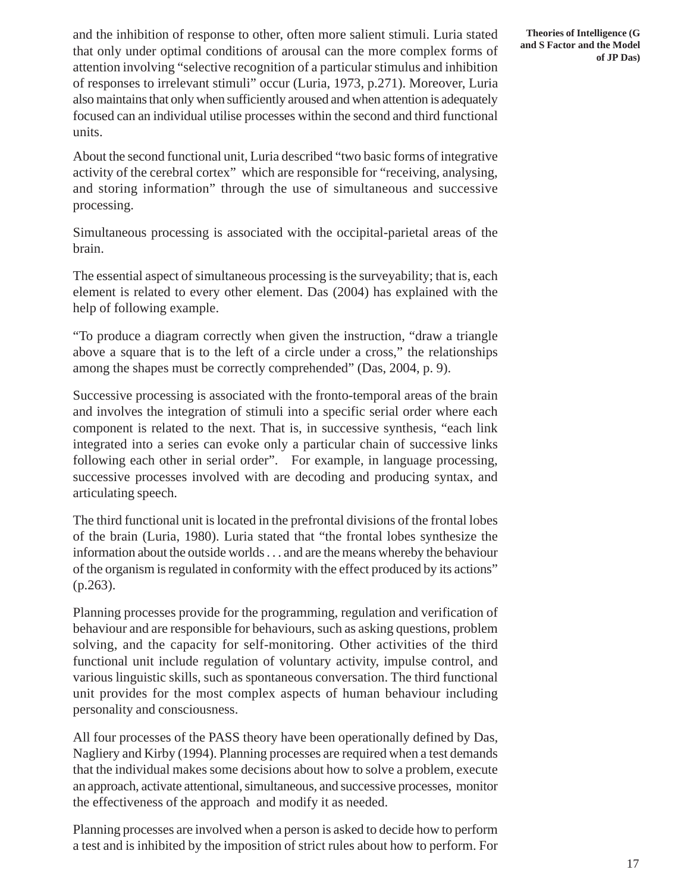and the inhibition of response to other, often more salient stimuli. Luria stated that only under optimal conditions of arousal can the more complex forms of attention involving "selective recognition of a particular stimulus and inhibition of responses to irrelevant stimuli" occur (Luria, 1973, p.271). Moreover, Luria also maintains that only when sufficiently aroused and when attention is adequately focused can an individual utilise processes within the second and third functional units.

About the second functional unit, Luria described "two basic forms of integrative activity of the cerebral cortex" which are responsible for "receiving, analysing, and storing information" through the use of simultaneous and successive processing.

Simultaneous processing is associated with the occipital-parietal areas of the brain.

The essential aspect of simultaneous processing is the surveyability; that is, each element is related to every other element. Das (2004) has explained with the help of following example.

"To produce a diagram correctly when given the instruction, "draw a triangle above a square that is to the left of a circle under a cross," the relationships among the shapes must be correctly comprehended" (Das, 2004, p. 9).

Successive processing is associated with the fronto-temporal areas of the brain and involves the integration of stimuli into a specific serial order where each component is related to the next. That is, in successive synthesis, "each link integrated into a series can evoke only a particular chain of successive links following each other in serial order". For example, in language processing, successive processes involved with are decoding and producing syntax, and articulating speech.

The third functional unit is located in the prefrontal divisions of the frontal lobes of the brain (Luria, 1980). Luria stated that "the frontal lobes synthesize the information about the outside worlds . . . and are the means whereby the behaviour of the organism is regulated in conformity with the effect produced by its actions" (p.263).

Planning processes provide for the programming, regulation and verification of behaviour and are responsible for behaviours, such as asking questions, problem solving, and the capacity for self-monitoring. Other activities of the third functional unit include regulation of voluntary activity, impulse control, and various linguistic skills, such as spontaneous conversation. The third functional unit provides for the most complex aspects of human behaviour including personality and consciousness.

All four processes of the PASS theory have been operationally defined by Das, Nagliery and Kirby (1994). Planning processes are required when a test demands that the individual makes some decisions about how to solve a problem, execute an approach, activate attentional, simultaneous, and successive processes, monitor the effectiveness of the approach and modify it as needed.

Planning processes are involved when a person is asked to decide how to perform a test and is inhibited by the imposition of strict rules about how to perform. For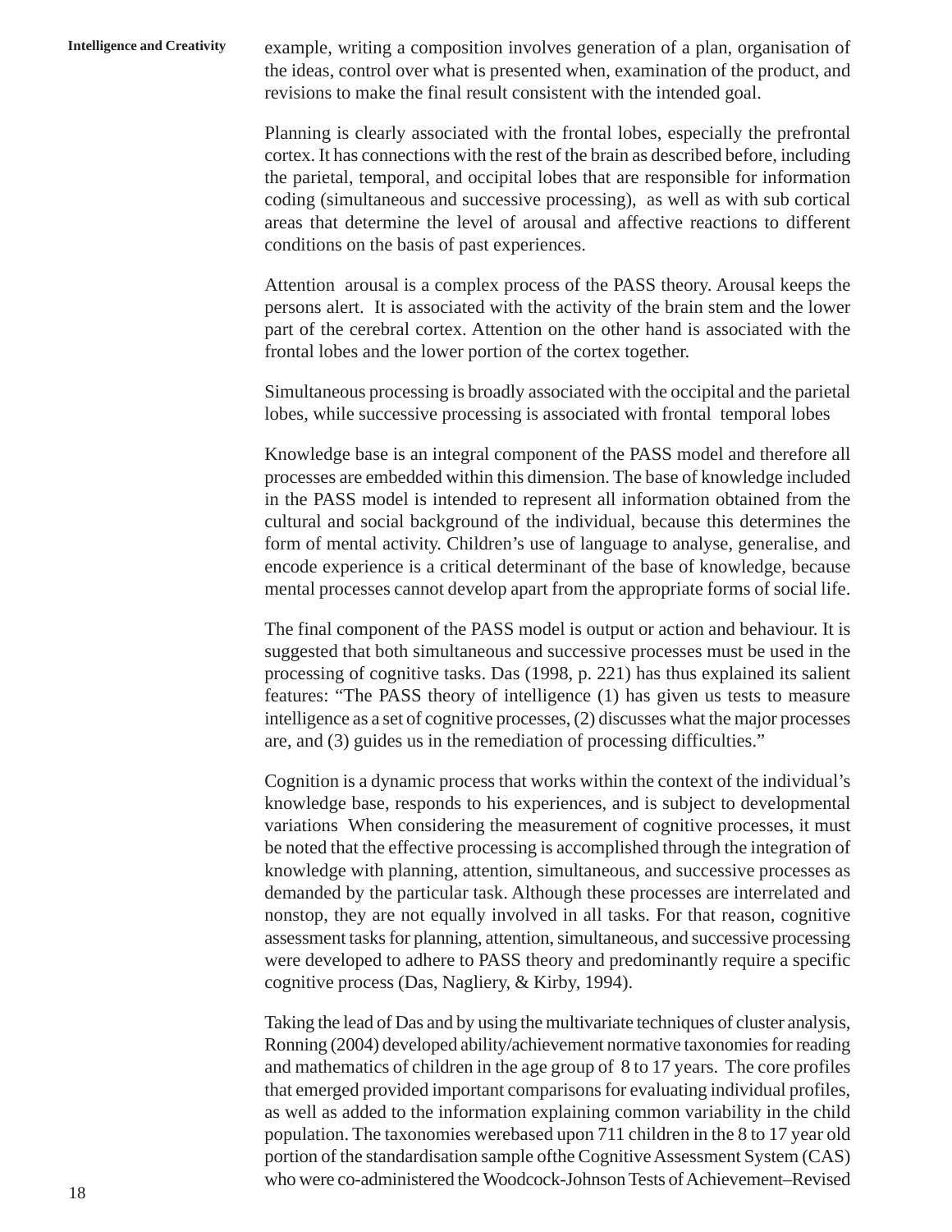example, writing a composition involves generation of a plan, organisation of the ideas, control over what is presented when, examination of the product, and revisions to make the final result consistent with the intended goal.

Planning is clearly associated with the frontal lobes, especially the prefrontal cortex. It has connections with the rest of the brain as described before, including the parietal, temporal, and occipital lobes that are responsible for information coding (simultaneous and successive processing), as well as with sub cortical areas that determine the level of arousal and affective reactions to different conditions on the basis of past experiences.

Attention arousal is a complex process of the PASS theory. Arousal keeps the persons alert. It is associated with the activity of the brain stem and the lower part of the cerebral cortex. Attention on the other hand is associated with the frontal lobes and the lower portion of the cortex together.

Simultaneous processing is broadly associated with the occipital and the parietal lobes, while successive processing is associated with frontal temporal lobes

Knowledge base is an integral component of the PASS model and therefore all processes are embedded within this dimension. The base of knowledge included in the PASS model is intended to represent all information obtained from the cultural and social background of the individual, because this determines the form of mental activity. Children's use of language to analyse, generalise, and encode experience is a critical determinant of the base of knowledge, because mental processes cannot develop apart from the appropriate forms of social life.

The final component of the PASS model is output or action and behaviour. It is suggested that both simultaneous and successive processes must be used in the processing of cognitive tasks. Das (1998, p. 221) has thus explained its salient features: "The PASS theory of intelligence (1) has given us tests to measure intelligence as a set of cognitive processes, (2) discusses what the major processes are, and (3) guides us in the remediation of processing difficulties."

Cognition is a dynamic process that works within the context of the individual's knowledge base, responds to his experiences, and is subject to developmental variations When considering the measurement of cognitive processes, it must be noted that the effective processing is accomplished through the integration of knowledge with planning, attention, simultaneous, and successive processes as demanded by the particular task. Although these processes are interrelated and nonstop, they are not equally involved in all tasks. For that reason, cognitive assessment tasks for planning, attention, simultaneous, and successive processing were developed to adhere to PASS theory and predominantly require a specific cognitive process (Das, Nagliery, & Kirby, 1994).

Taking the lead of Das and by using the multivariate techniques of cluster analysis, Ronning (2004) developed ability/achievement normative taxonomies for reading and mathematics of children in the age group of 8 to 17 years. The core profiles that emerged provided important comparisons for evaluating individual profiles, as well as added to the information explaining common variability in the child population. The taxonomies werebased upon 711 children in the 8 to 17 year old portion of the standardisation sample ofthe Cognitive Assessment System (CAS) who were co-administered the Woodcock-Johnson Tests of Achievement–Revised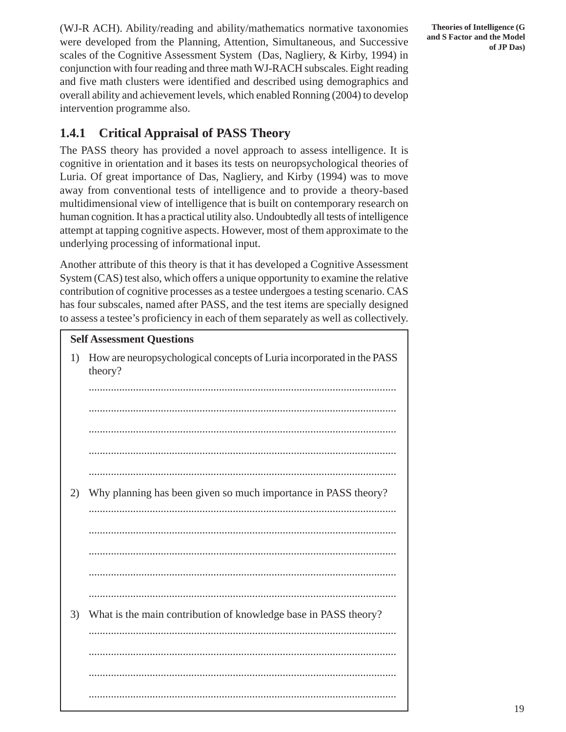(WJ-R ACH). Ability/reading and ability/mathematics normative taxonomies were developed from the Planning, Attention, Simultaneous, and Successive scales of the Cognitive Assessment System (Das, Nagliery, & Kirby, 1994) in conjunction with four reading and three math WJ-RACH subscales. Eight reading and five math clusters were identified and described using demographics and overall ability and achievement levels, which enabled Ronning (2004) to develop intervention programme also.

### 1.4.1 Critical Appraisal of PASS Theory

The PASS theory has provided a novel approach to assess intelligence. It is cognitive in orientation and it bases its tests on neuropsychological theories of Luria. Of great importance of Das, Nagliery, and Kirby (1994) was to move away from conventional tests of intelligence and to provide a theory-based multidimensional view of intelligence that is built on contemporary research on human cognition. It has a practical utility also. Undoubtedly all tests of intelligence attempt at tapping cognitive aspects. However, most of them approximate to the underlying processing of informational input.

Another attribute of this theory is that it has developed a Cognitive Assessment System (CAS) test also, which offers a unique opportunity to examine the relative contribution of cognitive processes as a testee undergoes a testing scenario. CAS has four subscales, named after PASS, and the test items are specially designed to assess a testee's proficiency in each of them separately as well as collectively.

**Self Assessment Questions**

1) How are neuropsychological concepts of Luria incorporated in the PASS theory?

.................................................................................................................

.................................................................................................................

.................................................................................................................

.................................................................................................................

.................................................................................................................

2) Why planning has been given so much importance in PASS theory?

.................................................................................................................

.................................................................................................................

.................................................................................................................

.................................................................................................................

.................................................................................................................

3) What is the main contribution of knowledge base in PASS theory?

.................................................................................................................

.................................................................................................................

.................................................................................................................

.................................................................................................................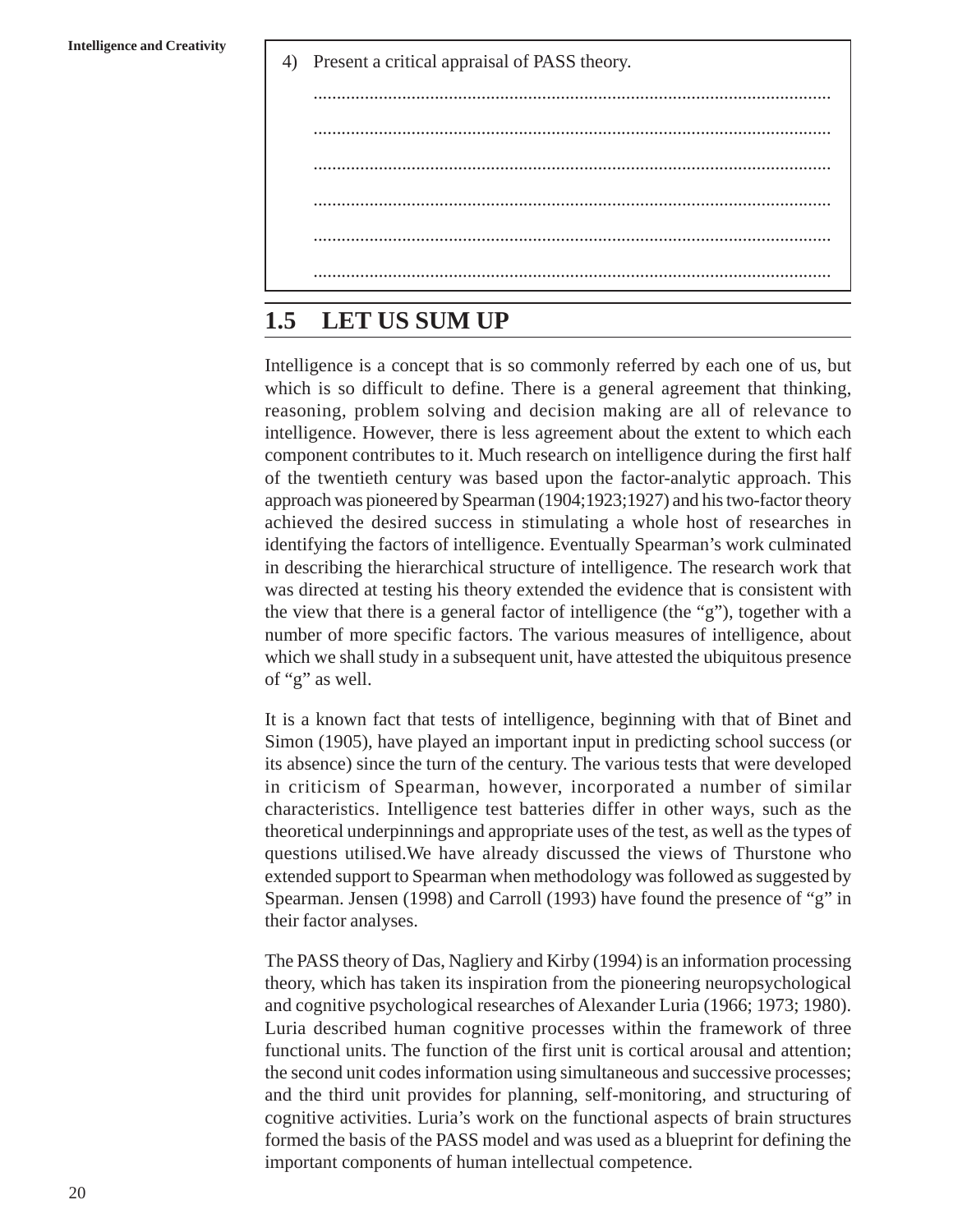4) Present a critical appraisal of PASS theory.

...............................................................................................................

...............................................................................................................

...............................................................................................................

...............................................................................................................

...............................................................................................................

...............................................................................................................

## 1.5 LET US SUM UP

Intelligence is a concept that is so commonly referred by each one of us, but which is so difficult to define. There is a general agreement that thinking, reasoning, problem solving and decision making are all of relevance to intelligence. However, there is less agreement about the extent to which each component contributes to it. Much research on intelligence during the first half of the twentieth century was based upon the factor-analytic approach. This approach was pioneered by Spearman (1904;1923;1927) and his two-factor theory achieved the desired success in stimulating a whole host of researches in identifying the factors of intelligence. Eventually Spearman's work culminated in describing the hierarchical structure of intelligence. The research work that was directed at testing his theory extended the evidence that is consistent with the view that there is a general factor of intelligence (the "g"), together with a number of more specific factors. The various measures of intelligence, about which we shall study in a subsequent unit, have attested the ubiquitous presence of "g" as well.

It is a known fact that tests of intelligence, beginning with that of Binet and Simon (1905), have played an important input in predicting school success (or its absence) since the turn of the century. The various tests that were developed in criticism of Spearman, however, incorporated a number of similar characteristics. Intelligence test batteries differ in other ways, such as the theoretical underpinnings and appropriate uses of the test, as well as the types of questions utilised.We have already discussed the views of Thurstone who extended support to Spearman when methodology was followed as suggested by Spearman. Jensen (1998) and Carroll (1993) have found the presence of "g" in their factor analyses.

The PASS theory of Das, Nagliery and Kirby (1994) is an information processing theory, which has taken its inspiration from the pioneering neuropsychological and cognitive psychological researches of Alexander Luria (1966; 1973; 1980). Luria described human cognitive processes within the framework of three functional units. The function of the first unit is cortical arousal and attention; the second unit codes information using simultaneous and successive processes; and the third unit provides for planning, self-monitoring, and structuring of cognitive activities. Luria's work on the functional aspects of brain structures formed the basis of the PASS model and was used as a blueprint for defining the important components of human intellectual competence.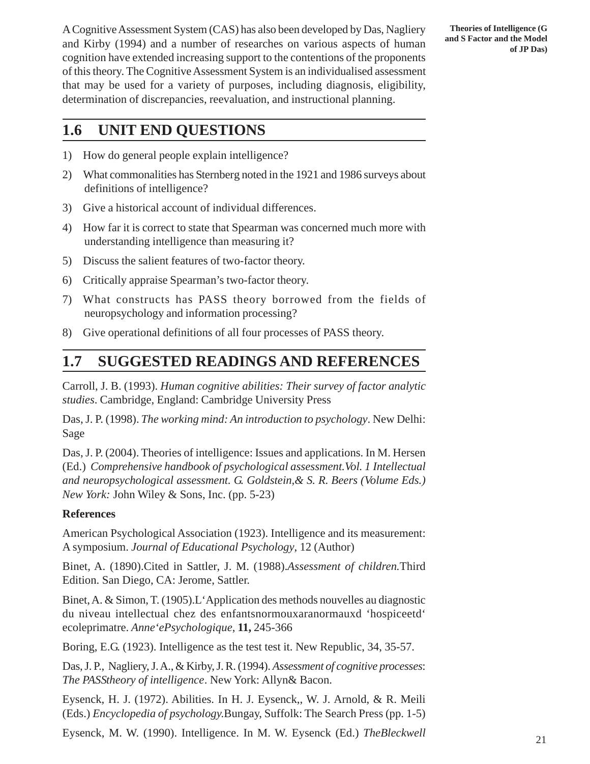A Cognitive Assessment System (CAS) has also been developed by Das, Nagliery and Kirby (1994) and a number of researches on various aspects of human cognition have extended increasing support to the contentions of the proponents of this theory. The Cognitive Assessment System is an individualised assessment that may be used for a variety of purposes, including diagnosis, eligibility, determination of discrepancies, reevaluation, and instructional planning.

## 1.6 UNIT END QUESTIONS

1) How do general people explain intelligence?
2) What commonalities has Sternberg noted in the 1921 and 1986 surveys about definitions of intelligence?
3) Give a historical account of individual differences.
4) How far it is correct to state that Spearman was concerned much more with understanding intelligence than measuring it?
5) Discuss the salient features of two-factor theory.
6) Critically appraise Spearman's two-factor theory.
7) What constructs has PASS theory borrowed from the fields of neuropsychology and information processing?
8) Give operational definitions of all four processes of PASS theory.

## 1.7 SUGGESTED READINGS AND REFERENCES

Carroll, J. B. (1993). *Human cognitive abilities: Their survey of factor analytic studies*. Cambridge, England: Cambridge University Press

Das, J. P. (1998). *The working mind: An introduction to psychology*. New Delhi: Sage

Das, J. P. (2004). Theories of intelligence: Issues and applications. In M. Hersen (Ed.) *Comprehensive handbook of psychological assessment.Vol. 1 Intellectual and neuropsychological assessment. G. Goldstein,& S. R. Beers (Volume Eds.) New York:* John Wiley & Sons, Inc. (pp. 5-23)

**References**

American Psychological Association (1923). Intelligence and its measurement: A symposium. *Journal of Educational Psychology*, 12 (Author)

Binet, A. (1890).Cited in Sattler, J. M. (1988).*Assessment of children.*Third Edition. San Diego, CA: Jerome, Sattler.

Binet, A. & Simon, T. (1905).L'Application des methods nouvelles au diagnostic du niveau intellectual chez des enfantsnormouxaranormauxd 'hospiceetd' ecoleprimatre. *Anne'ePsychologique*, **11,** 245-366

Boring, E.G. (1923). Intelligence as the test test it. New Republic, 34, 35-57.

Das, J. P., Nagliery, J. A., & Kirby, J. R. (1994). *Assessment of cognitive processes*: *The PASStheory of intelligence*. New York: Allyn& Bacon.

Eysenck, H. J. (1972). Abilities. In H. J. Eysenck,, W. J. Arnold, & R. Meili (Eds.) *Encyclopedia of psychology.*Bungay, Suffolk: The Search Press (pp. 1-5)

Eysenck, M. W. (1990). Intelligence. In M. W. Eysenck (Ed.) *TheBleckwell*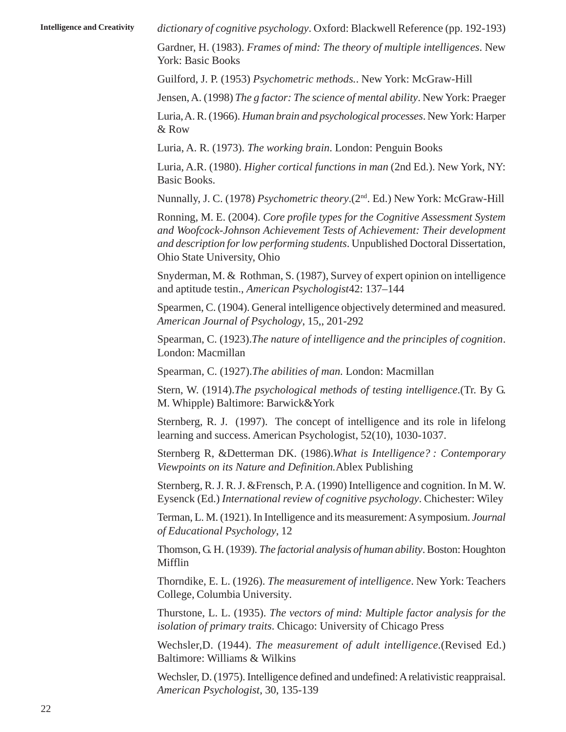*dictionary of cognitive psychology*. Oxford: Blackwell Reference (pp. 192-193)

Gardner, H. (1983). *Frames of mind: The theory of multiple intelligences*. New York: Basic Books

Guilford, J. P. (1953) *Psychometric methods.*. New York: McGraw-Hill

Jensen, A. (1998) *The g factor: The science of mental ability*. New York: Praeger

Luria, A. R. (1966). *Human brain and psychological processes*. New York: Harper & Row

Luria, A. R. (1973). *The working brain*. London: Penguin Books

Luria, A.R. (1980). *Higher cortical functions in man* (2nd Ed.). New York, NY: Basic Books.

Nunnally, J. C. (1978) *Psychometric theory*.(2nd. Ed.) New York: McGraw-Hill

Ronning, M. E. (2004). *Core profile types for the Cognitive Assessment System and Woofcock-Johnson Achievement Tests of Achievement: Their development and description for low performing students*. Unpublished Doctoral Dissertation, Ohio State University, Ohio

Snyderman, M. & Rothman, S. (1987), Survey of expert opinion on intelligence and aptitude testin., *American Psychologist*42: 137–144

Spearmen, C. (1904). General intelligence objectively determined and measured. *American Journal of Psychology*, 15,, 201-292

Spearman, C. (1923).*The nature of intelligence and the principles of cognition*. London: Macmillan

Spearman, C. (1927).*The abilities of man.* London: Macmillan

Stern, W. (1914).*The psychological methods of testing intelligence*.(Tr. By G. M. Whipple) Baltimore: Barwick&York

Sternberg, R. J. (1997). The concept of intelligence and its role in lifelong learning and success. American Psychologist, 52(10), 1030-1037.

Sternberg R, &Detterman DK. (1986).*What is Intelligence? : Contemporary Viewpoints on its Nature and Definition.*Ablex Publishing

Sternberg, R. J. R. J. &Frensch, P. A. (1990) Intelligence and cognition. In M. W. Eysenck (Ed.) *International review of cognitive psychology*. Chichester: Wiley

Terman, L. M. (1921). In Intelligence and its measurement: A symposium. *Journal of Educational Psychology*, 12

Thomson, G. H. (1939). *The factorial analysis of human ability*. Boston: Houghton Mifflin

Thorndike, E. L. (1926). *The measurement of intelligence*. New York: Teachers College, Columbia University.

Thurstone, L. L. (1935). *The vectors of mind: Multiple factor analysis for the isolation of primary traits*. Chicago: University of Chicago Press

Wechsler,D. (1944). *The measurement of adult intelligence*.(Revised Ed.) Baltimore: Williams & Wilkins

Wechsler, D. (1975). Intelligence defined and undefined: A relativistic reappraisal. *American Psychologist*, 30, 135-139